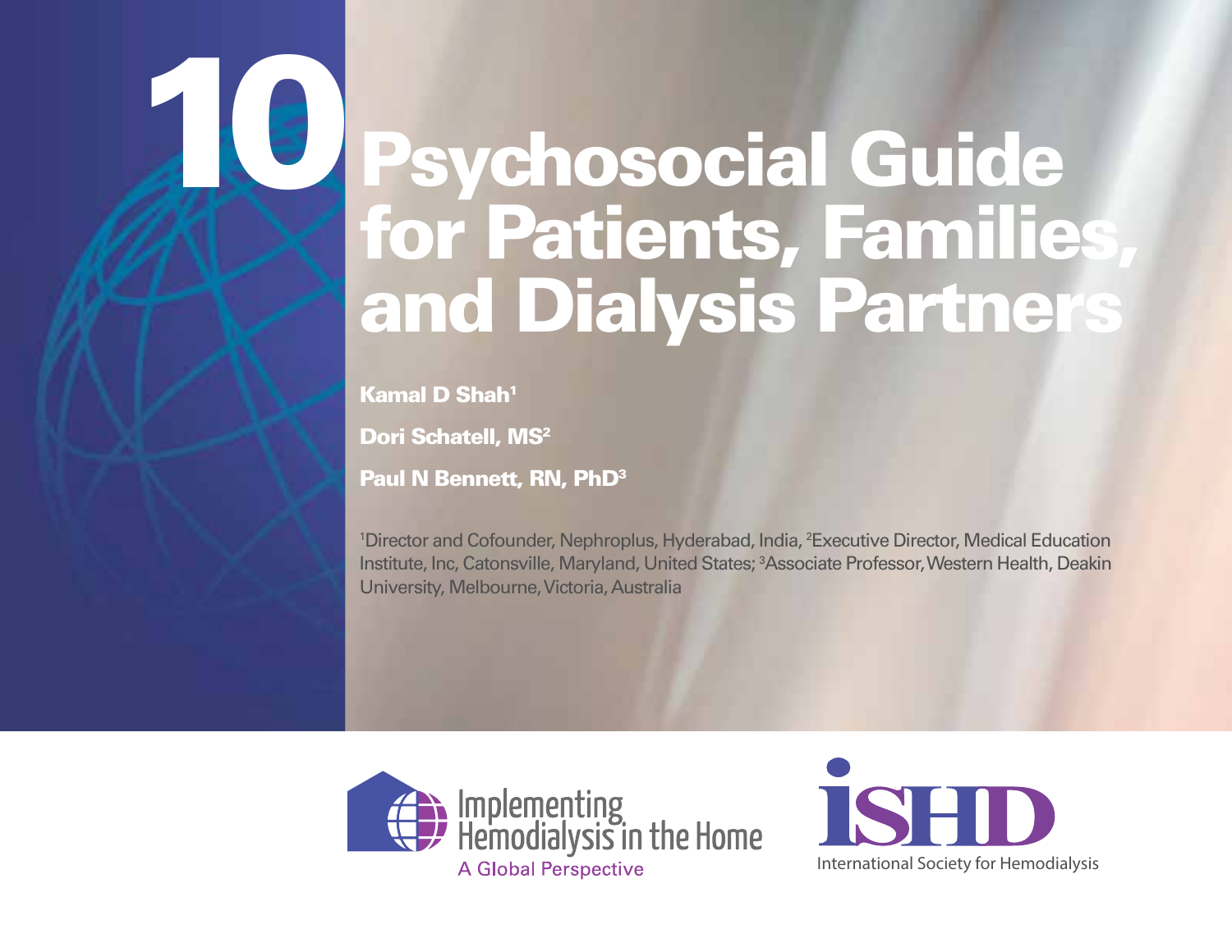# 10 Psychosocial Guide for Patients, Families, and Dialysis Partners

**Kamal D Shah[1]**

**Dori Schatell, MS[2]**

**Paul N Bennett, RN, PhD[3]**

[1]Director and Cofounder, Nephroplus, Hyderabad, India, [2]Executive Director, Medical Education Institute, Inc, Catonsville, Maryland, United States; [3]Associate Professor, Western Health, Deakin University, Melbourne, Victoria, Australia

Implementing Hemodialysis in the Home

A Global Perspective

ISHD

International Society for Hemodialysis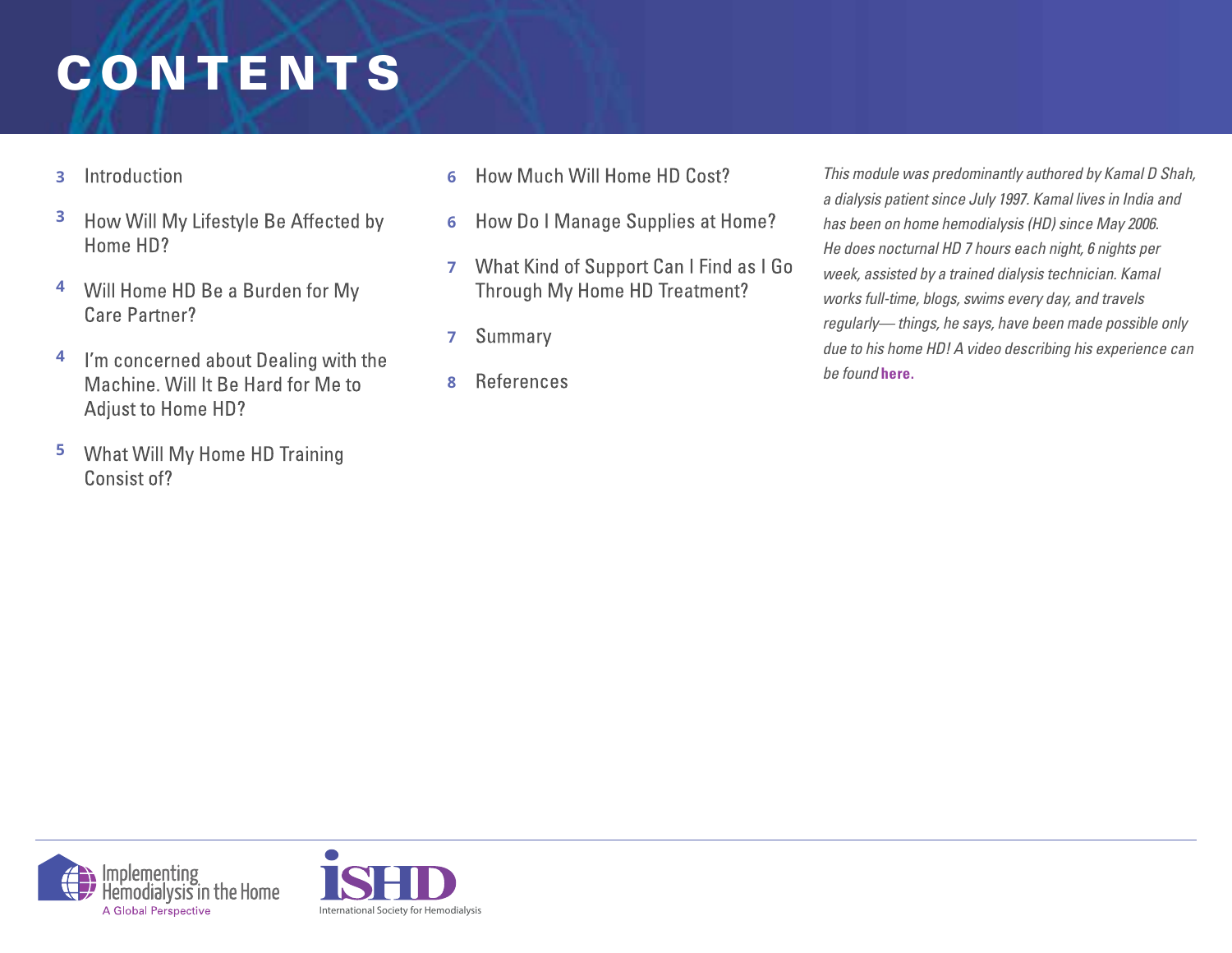# CONTENTS

3 Introduction

3 How Will My Lifestyle Be Affected by Home HD?

4 Will Home HD Be a Burden for My Care Partner?

4 I'm concerned about Dealing with the Machine. Will It Be Hard for Me to Adjust to Home HD?

5 What Will My Home HD Training Consist of?

6 How Much Will Home HD Cost?

6 How Do I Manage Supplies at Home?

7 What Kind of Support Can I Find as I Go Through My Home HD Treatment?

7 Summary

8 References

*This module was predominantly authored by Kamal D Shah, a dialysis patient since July 1997. Kamal lives in India and has been on home hemodialysis (HD) since May 2006. He does nocturnal HD 7 hours each night, 6 nights per week, assisted by a trained dialysis technician. Kamal works full-time, blogs, swims every day, and travels regularly— things, he says, have been made possible only due to his home HD! A video describing his experience can be found* **here.**

Implementing Hemodialysis in the Home
A Global Perspective

ISHD
International Society for Hemodialysis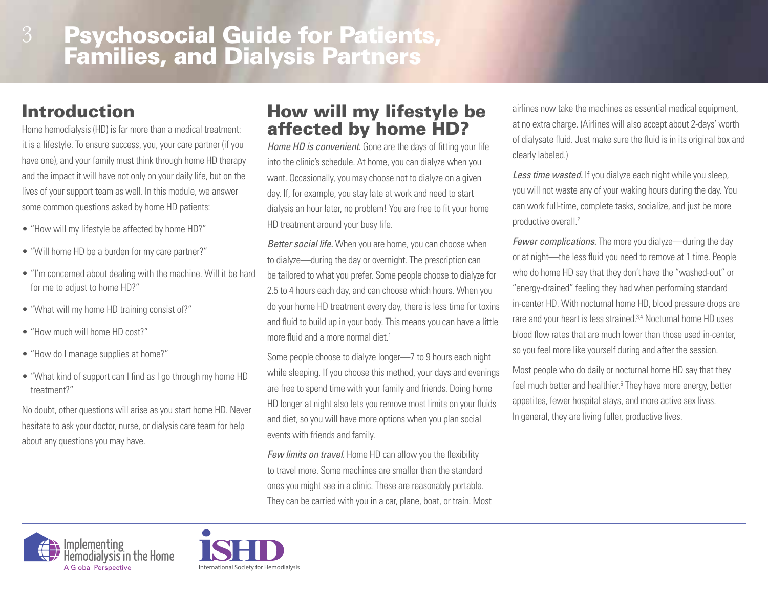# Psychosocial Guide for Patients, Families, and Dialysis Partners

## Introduction

Home hemodialysis (HD) is far more than a medical treatment: it is a lifestyle. To ensure success, you, your care partner (if you have one), and your family must think through home HD therapy and the impact it will have not only on your daily life, but on the lives of your support team as well. In this module, we answer some common questions asked by home HD patients:

- "How will my lifestyle be affected by home HD?"
- "Will home HD be a burden for my care partner?"
- "I'm concerned about dealing with the machine. Will it be hard for me to adjust to home HD?"
- "What will my home HD training consist of?"
- "How much will home HD cost?"
- "How do I manage supplies at home?"
- "What kind of support can I find as I go through my home HD treatment?"

No doubt, other questions will arise as you start home HD. Never hesitate to ask your doctor, nurse, or dialysis care team for help about any questions you may have.

## How will my lifestyle be affected by home HD?

*Home HD is convenient.* Gone are the days of fitting your life into the clinic's schedule. At home, you can dialyze when you want. Occasionally, you may choose not to dialyze on a given day. If, for example, you stay late at work and need to start dialysis an hour later, no problem! You are free to fit your home HD treatment around your busy life.

*Better social life.* When you are home, you can choose when to dialyze—during the day or overnight. The prescription can be tailored to what you prefer. Some people choose to dialyze for 2.5 to 4 hours each day, and can choose which hours. When you do your home HD treatment every day, there is less time for toxins and fluid to build up in your body. This means you can have a little more fluid and a more normal diet.[1]

Some people choose to dialyze longer—7 to 9 hours each night while sleeping. If you choose this method, your days and evenings are free to spend time with your family and friends. Doing home HD longer at night also lets you remove most limits on your fluids and diet, so you will have more options when you plan social events with friends and family.

*Few limits on travel.* Home HD can allow you the flexibility to travel more. Some machines are smaller than the standard ones you might see in a clinic. These are reasonably portable. They can be carried with you in a car, plane, boat, or train. Most airlines now take the machines as essential medical equipment, at no extra charge. (Airlines will also accept about 2-days' worth of dialysate fluid. Just make sure the fluid is in its original box and clearly labeled.)

*Less time wasted.* If you dialyze each night while you sleep, you will not waste any of your waking hours during the day. You can work full-time, complete tasks, socialize, and just be more productive overall.[2]

*Fewer complications.* The more you dialyze—during the day or at night—the less fluid you need to remove at 1 time. People who do home HD say that they don't have the "washed-out" or "energy-drained" feeling they had when performing standard in-center HD. With nocturnal home HD, blood pressure drops are rare and your heart is less strained.[3,4] Nocturnal home HD uses blood flow rates that are much lower than those used in-center, so you feel more like yourself during and after the session.

Most people who do daily or nocturnal home HD say that they feel much better and healthier.[5] They have more energy, better appetites, fewer hospital stays, and more active sex lives. In general, they are living fuller, productive lives.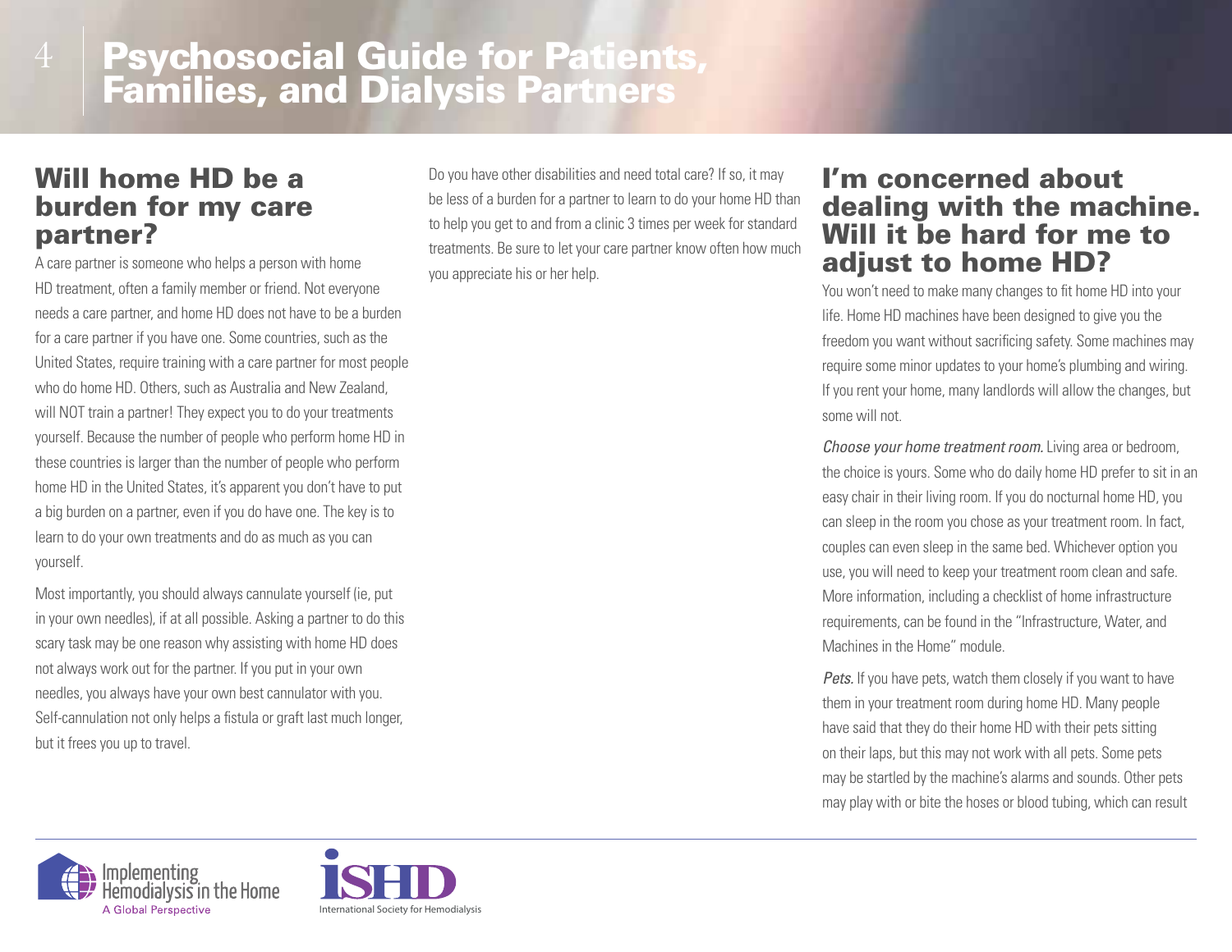## Will home HD be a burden for my care partner?

A care partner is someone who helps a person with home HD treatment, often a family member or friend. Not everyone needs a care partner, and home HD does not have to be a burden for a care partner if you have one. Some countries, such as the United States, require training with a care partner for most people who do home HD. Others, such as Australia and New Zealand, will NOT train a partner! They expect you to do your treatments yourself. Because the number of people who perform home HD in these countries is larger than the number of people who perform home HD in the United States, it's apparent you don't have to put a big burden on a partner, even if you do have one. The key is to learn to do your own treatments and do as much as you can yourself.

Most importantly, you should always cannulate yourself (ie, put in your own needles), if at all possible. Asking a partner to do this scary task may be one reason why assisting with home HD does not always work out for the partner. If you put in your own needles, you always have your own best cannulator with you. Self-cannulation not only helps a fistula or graft last much longer, but it frees you up to travel.

Do you have other disabilities and need total care? If so, it may be less of a burden for a partner to learn to do your home HD than to help you get to and from a clinic 3 times per week for standard treatments. Be sure to let your care partner know often how much you appreciate his or her help.

## I'm concerned about dealing with the machine. Will it be hard for me to adjust to home HD?

You won't need to make many changes to fit home HD into your life. Home HD machines have been designed to give you the freedom you want without sacrificing safety. Some machines may require some minor updates to your home's plumbing and wiring. If you rent your home, many landlords will allow the changes, but some will not.

*Choose your home treatment room.* Living area or bedroom, the choice is yours. Some who do daily home HD prefer to sit in an easy chair in their living room. If you do nocturnal home HD, you can sleep in the room you chose as your treatment room. In fact, couples can even sleep in the same bed. Whichever option you use, you will need to keep your treatment room clean and safe. More information, including a checklist of home infrastructure requirements, can be found in the "Infrastructure, Water, and Machines in the Home" module.

*Pets.* If you have pets, watch them closely if you want to have them in your treatment room during home HD. Many people have said that they do their home HD with their pets sitting on their laps, but this may not work with all pets. Some pets may be startled by the machine's alarms and sounds. Other pets may play with or bite the hoses or blood tubing, which can result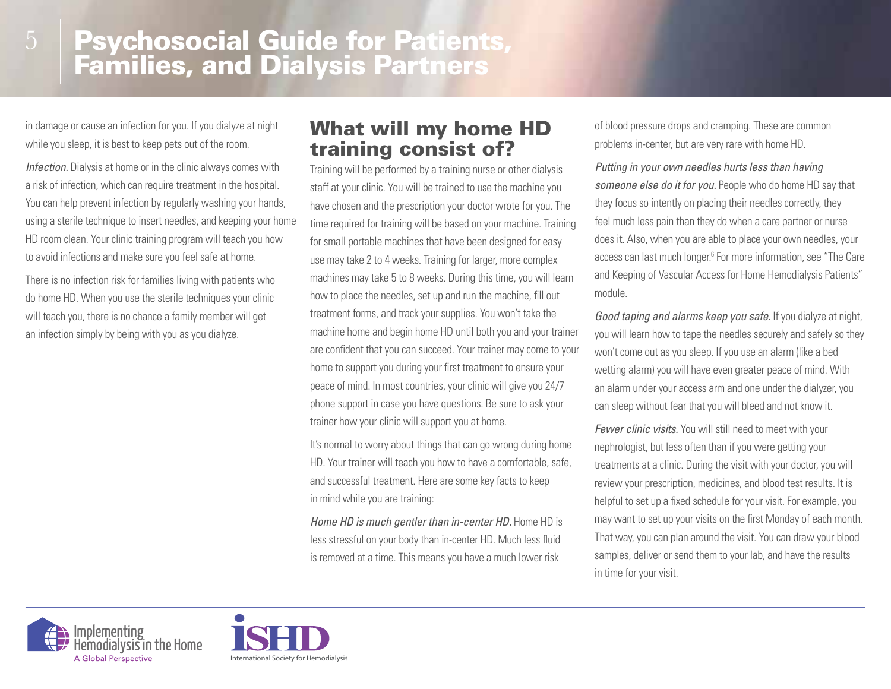in damage or cause an infection for you. If you dialyze at night while you sleep, it is best to keep pets out of the room.

*Infection.* Dialysis at home or in the clinic always comes with a risk of infection, which can require treatment in the hospital. You can help prevent infection by regularly washing your hands, using a sterile technique to insert needles, and keeping your home HD room clean. Your clinic training program will teach you how to avoid infections and make sure you feel safe at home.

There is no infection risk for families living with patients who do home HD. When you use the sterile techniques your clinic will teach you, there is no chance a family member will get an infection simply by being with you as you dialyze.

## What will my home HD training consist of?

Training will be performed by a training nurse or other dialysis staff at your clinic. You will be trained to use the machine you have chosen and the prescription your doctor wrote for you. The time required for training will be based on your machine. Training for small portable machines that have been designed for easy use may take 2 to 4 weeks. Training for larger, more complex machines may take 5 to 8 weeks. During this time, you will learn how to place the needles, set up and run the machine, fill out treatment forms, and track your supplies. You won't take the machine home and begin home HD until both you and your trainer are confident that you can succeed. Your trainer may come to your home to support you during your first treatment to ensure your peace of mind. In most countries, your clinic will give you 24/7 phone support in case you have questions. Be sure to ask your trainer how your clinic will support you at home.

It's normal to worry about things that can go wrong during home HD. Your trainer will teach you how to have a comfortable, safe, and successful treatment. Here are some key facts to keep in mind while you are training:

*Home HD is much gentler than in-center HD.* Home HD is less stressful on your body than in-center HD. Much less fluid is removed at a time. This means you have a much lower risk of blood pressure drops and cramping. These are common problems in-center, but are very rare with home HD.

*Putting in your own needles hurts less than having someone else do it for you.* People who do home HD say that they focus so intently on placing their needles correctly, they feel much less pain than they do when a care partner or nurse does it. Also, when you are able to place your own needles, your access can last much longer.[6] For more information, see "The Care and Keeping of Vascular Access for Home Hemodialysis Patients" module.

*Good taping and alarms keep you safe.* If you dialyze at night, you will learn how to tape the needles securely and safely so they won't come out as you sleep. If you use an alarm (like a bed wetting alarm) you will have even greater peace of mind. With an alarm under your access arm and one under the dialyzer, you can sleep without fear that you will bleed and not know it.

*Fewer clinic visits.* You will still need to meet with your nephrologist, but less often than if you were getting your treatments at a clinic. During the visit with your doctor, you will review your prescription, medicines, and blood test results. It is helpful to set up a fixed schedule for your visit. For example, you may want to set up your visits on the first Monday of each month. That way, you can plan around the visit. You can draw your blood samples, deliver or send them to your lab, and have the results in time for your visit.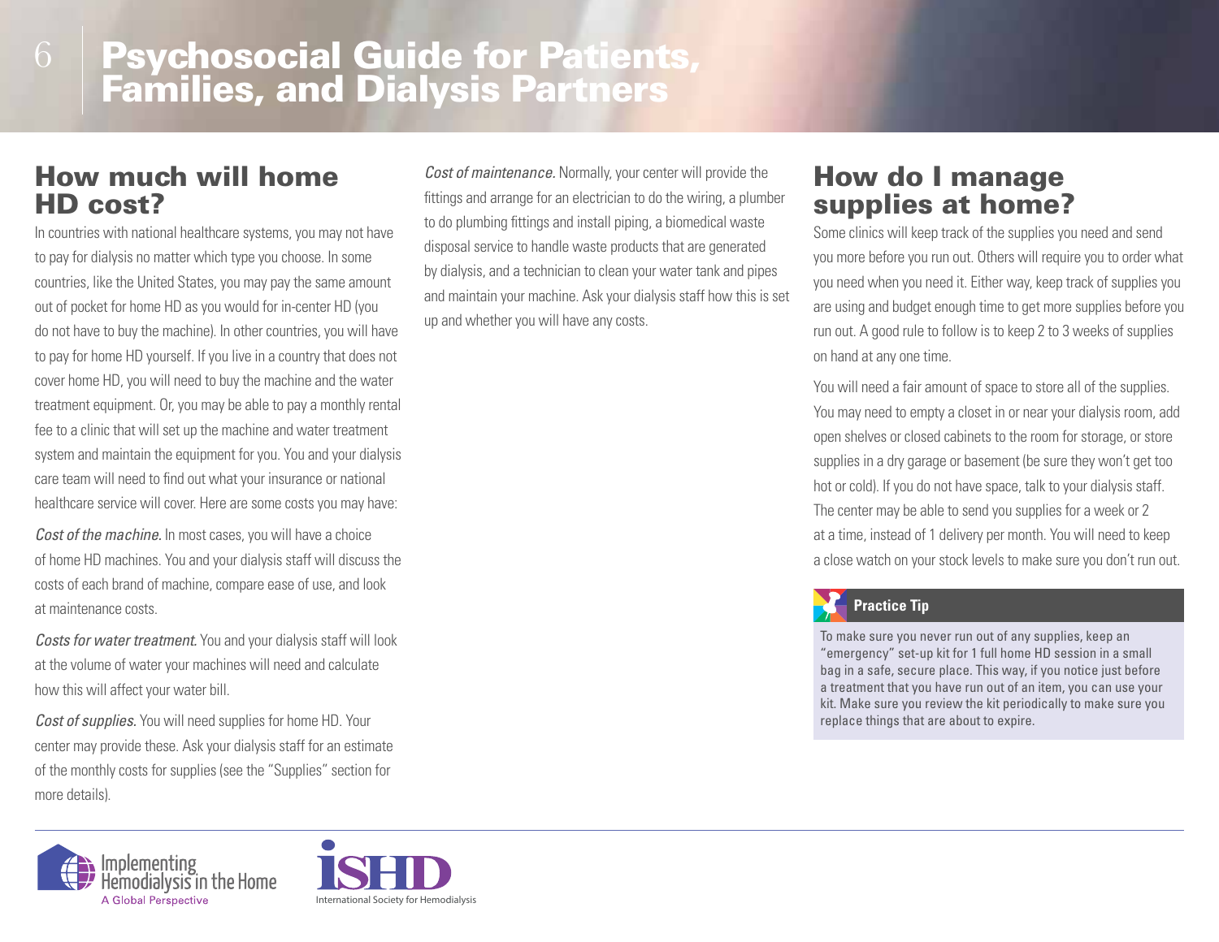## How much will home HD cost?

In countries with national healthcare systems, you may not have to pay for dialysis no matter which type you choose. In some countries, like the United States, you may pay the same amount out of pocket for home HD as you would for in-center HD (you do not have to buy the machine). In other countries, you will have to pay for home HD yourself. If you live in a country that does not cover home HD, you will need to buy the machine and the water treatment equipment. Or, you may be able to pay a monthly rental fee to a clinic that will set up the machine and water treatment system and maintain the equipment for you. You and your dialysis care team will need to find out what your insurance or national healthcare service will cover. Here are some costs you may have:

*Cost of the machine.* In most cases, you will have a choice of home HD machines. You and your dialysis staff will discuss the costs of each brand of machine, compare ease of use, and look at maintenance costs.

*Costs for water treatment.* You and your dialysis staff will look at the volume of water your machines will need and calculate how this will affect your water bill.

*Cost of supplies.* You will need supplies for home HD. Your center may provide these. Ask your dialysis staff for an estimate of the monthly costs for supplies (see the "Supplies" section for more details).

*Cost of maintenance.* Normally, your center will provide the fittings and arrange for an electrician to do the wiring, a plumber to do plumbing fittings and install piping, a biomedical waste disposal service to handle waste products that are generated by dialysis, and a technician to clean your water tank and pipes and maintain your machine. Ask your dialysis staff how this is set up and whether you will have any costs.

## How do I manage supplies at home?

Some clinics will keep track of the supplies you need and send you more before you run out. Others will require you to order what you need when you need it. Either way, keep track of supplies you are using and budget enough time to get more supplies before you run out. A good rule to follow is to keep 2 to 3 weeks of supplies on hand at any one time.

You will need a fair amount of space to store all of the supplies. You may need to empty a closet in or near your dialysis room, add open shelves or closed cabinets to the room for storage, or store supplies in a dry garage or basement (be sure they won't get too hot or cold). If you do not have space, talk to your dialysis staff. The center may be able to send you supplies for a week or 2 at a time, instead of 1 delivery per month. You will need to keep a close watch on your stock levels to make sure you don't run out.

**Practice Tip**

To make sure you never run out of any supplies, keep an "emergency" set-up kit for 1 full home HD session in a small bag in a safe, secure place. This way, if you notice just before a treatment that you have run out of an item, you can use your kit. Make sure you review the kit periodically to make sure you replace things that are about to expire.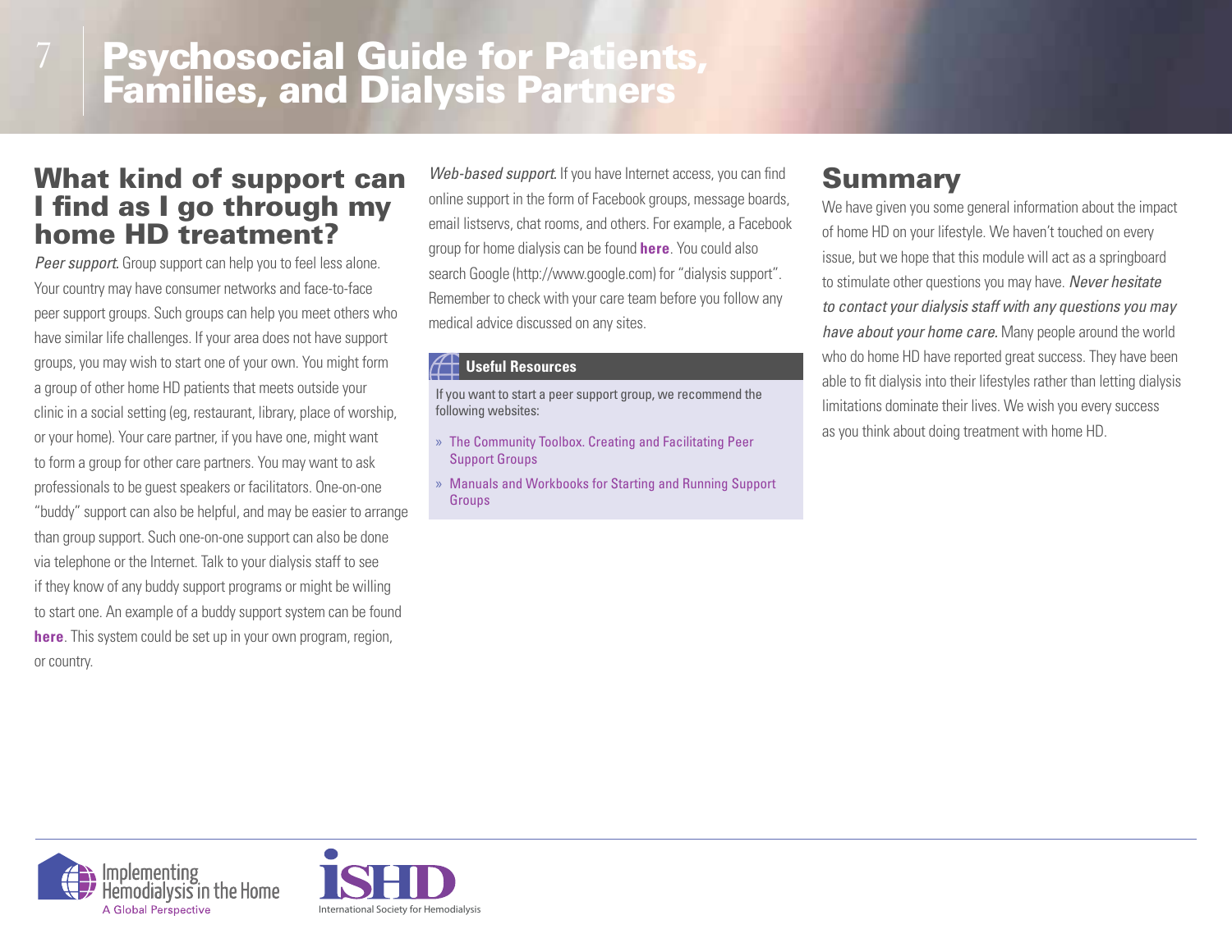## What kind of support can I find as I go through my home HD treatment?

*Peer support.* Group support can help you to feel less alone. Your country may have consumer networks and face-to-face peer support groups. Such groups can help you meet others who have similar life challenges. If your area does not have support groups, you may wish to start one of your own. You might form a group of other home HD patients that meets outside your clinic in a social setting (eg, restaurant, library, place of worship, or your home). Your care partner, if you have one, might want to form a group for other care partners. You may want to ask professionals to be guest speakers or facilitators. One-on-one "buddy" support can also be helpful, and may be easier to arrange than group support. Such one-on-one support can also be done via telephone or the Internet. Talk to your dialysis staff to see if they know of any buddy support programs or might be willing to start one. An example of a buddy support system can be found **here**. This system could be set up in your own program, region, or country.

*Web-based support.* If you have Internet access, you can find online support in the form of Facebook groups, message boards, email listservs, chat rooms, and others. For example, a Facebook group for home dialysis can be found **here**. You could also search Google (http://www.google.com) for "dialysis support". Remember to check with your care team before you follow any medical advice discussed on any sites.

**Useful Resources**

If you want to start a peer support group, we recommend the following websites:

- The Community Toolbox. Creating and Facilitating Peer Support Groups
- Manuals and Workbooks for Starting and Running Support Groups

## Summary

We have given you some general information about the impact of home HD on your lifestyle. We haven't touched on every issue, but we hope that this module will act as a springboard to stimulate other questions you may have. *Never hesitate to contact your dialysis staff with any questions you may have about your home care.* Many people around the world who do home HD have reported great success. They have been able to fit dialysis into their lifestyles rather than letting dialysis limitations dominate their lives. We wish you every success as you think about doing treatment with home HD.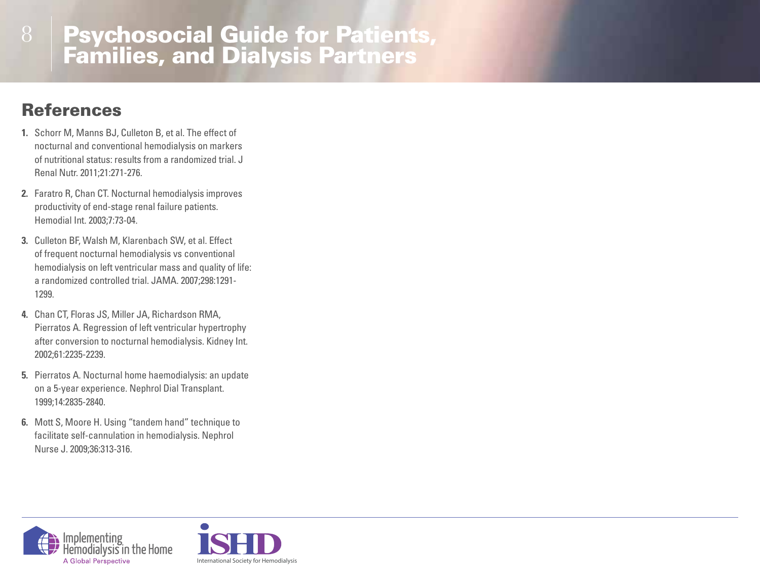## References

1. Schorr M, Manns BJ, Culleton B, et al. The effect of nocturnal and conventional hemodialysis on markers of nutritional status: results from a randomized trial. J Renal Nutr. 2011;21:271-276.

2. Faratro R, Chan CT. Nocturnal hemodialysis improves productivity of end-stage renal failure patients. Hemodial Int. 2003;7:73-04.

3. Culleton BF, Walsh M, Klarenbach SW, et al. Effect of frequent nocturnal hemodialysis vs conventional hemodialysis on left ventricular mass and quality of life: a randomized controlled trial. JAMA. 2007;298:1291-1299.

4. Chan CT, Floras JS, Miller JA, Richardson RMA, Pierratos A. Regression of left ventricular hypertrophy after conversion to nocturnal hemodialysis. Kidney Int. 2002;61:2235-2239.

5. Pierratos A. Nocturnal home haemodialysis: an update on a 5-year experience. Nephrol Dial Transplant. 1999;14:2835-2840.

6. Mott S, Moore H. Using "tandem hand" technique to facilitate self-cannulation in hemodialysis. Nephrol Nurse J. 2009;36:313-316.